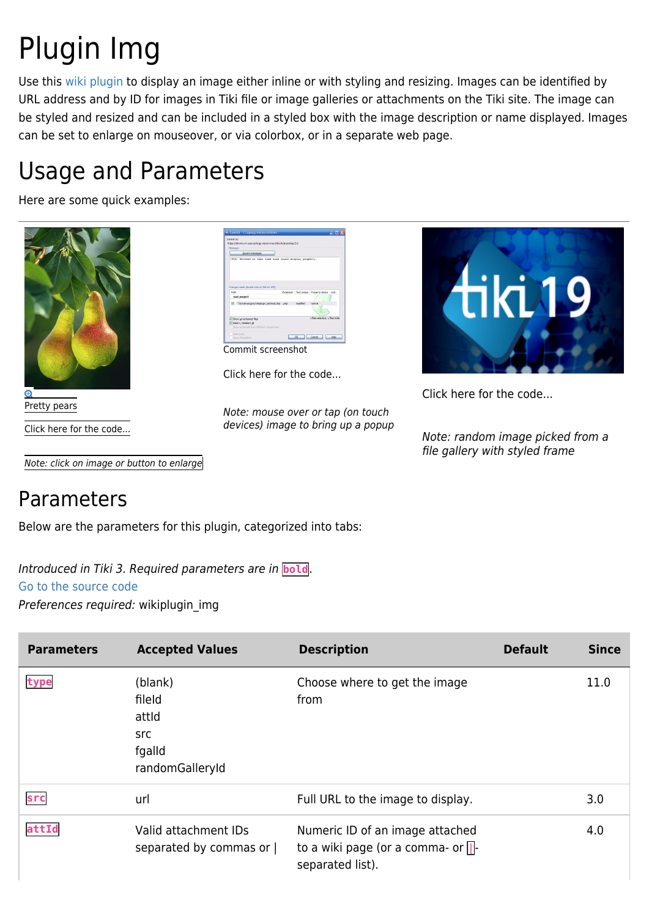# Plugin Img

Use this wiki plugin to display an image either inline or with styling and resizing. Images can be identified by URL address and by ID for images in Tiki file or image galleries or attachments on the Tiki site. The image can be styled and resized and can be included in a styled box with the image description or name displayed. Images can be set to enlarge on mouseover, or via colorbox, or in a separate web page.

## Usage and Parameters

Here are some quick examples:

Pretty pears

Click here for the code...

*Note: click on image or button to enlarge*

Commit screenshot

Click here for the code...

*Note: mouse over or tap (on touch devices) image to bring up a popup*

Click here for the code...

*Note: random image picked from a file gallery with styled frame*

## Parameters

Below are the parameters for this plugin, categorized into tabs:

*Introduced in Tiki 3. Required parameters are in* **bold**.
Go to the source code
*Preferences required:* wikiplugin_img

| Parameters | Accepted Values | Description | Default | Since |
|---|---|---|---|---|
| type | (blank)<br>fileId<br>attId<br>src<br>fgalId<br>randomGalleryId | Choose where to get the image from | | 11.0 |
| src | url | Full URL to the image to display. | | 3.0 |
| attId | Valid attachment IDs separated by commas or \| | Numeric ID of an image attached to a wiki page (or a comma- or \|-separated list). | | 4.0 |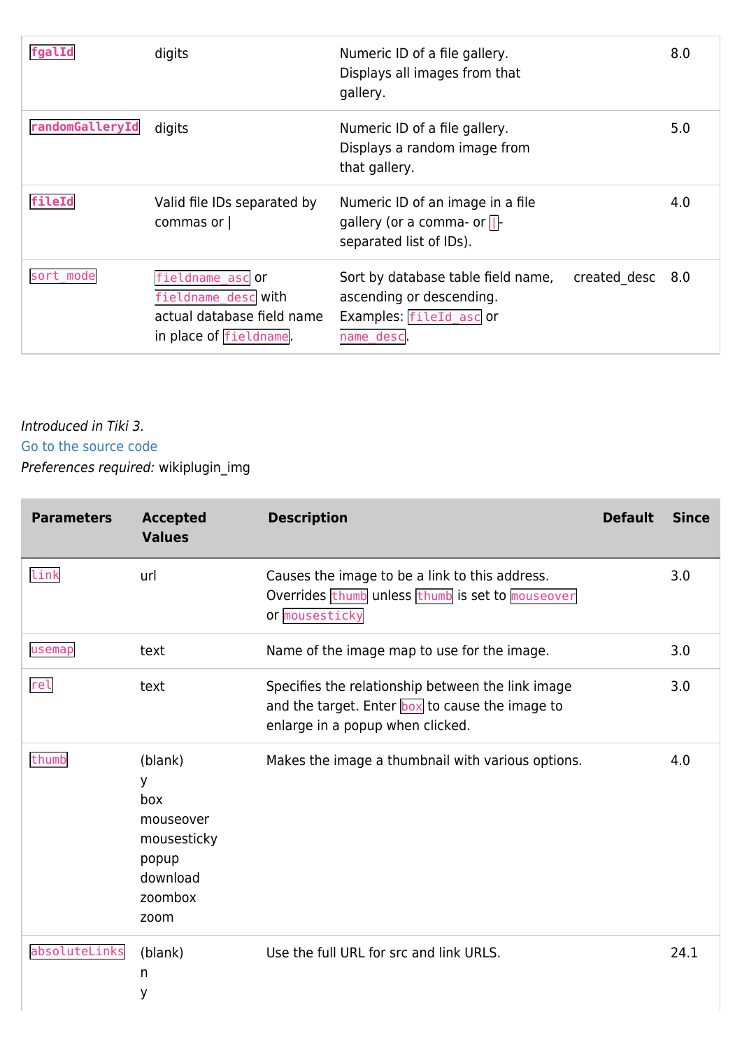| | | | | |
|---|---|---|---|---|
| `fgalId` | digits | Numeric ID of a file gallery. Displays all images from that gallery. | | 8.0 |
| `randomGalleryId` | digits | Numeric ID of a file gallery. Displays a random image from that gallery. | | 5.0 |
| `fileId` | Valid file IDs separated by commas or \| | Numeric ID of an image in a file gallery (or a comma- or `\|`-separated list of IDs). | | 4.0 |
| `sort_mode` | `fieldname_asc` or `fieldname_desc` with actual database field name in place of `fieldname`. | Sort by database table field name, ascending or descending. Examples: `fileId_asc` or `name_desc`. | created_desc | 8.0 |

*Introduced in Tiki 3.*
Go to the source code
*Preferences required:* wikiplugin_img

| Parameters | Accepted Values | Description | Default | Since |
|---|---|---|---|---|
| `link` | url | Causes the image to be a link to this address. Overrides `thumb` unless `thumb` is set to `mouseover` or `mousesticky` | | 3.0 |
| `usemap` | text | Name of the image map to use for the image. | | 3.0 |
| `rel` | text | Specifies the relationship between the link image and the target. Enter `box` to cause the image to enlarge in a popup when clicked. | | 3.0 |
| `thumb` | (blank)<br>y<br>box<br>mouseover<br>mousesticky<br>popup<br>download<br>zoombox<br>zoom | Makes the image a thumbnail with various options. | | 4.0 |
| `absoluteLinks` | (blank)<br>n<br>y | Use the full URL for src and link URLS. | | 24.1 |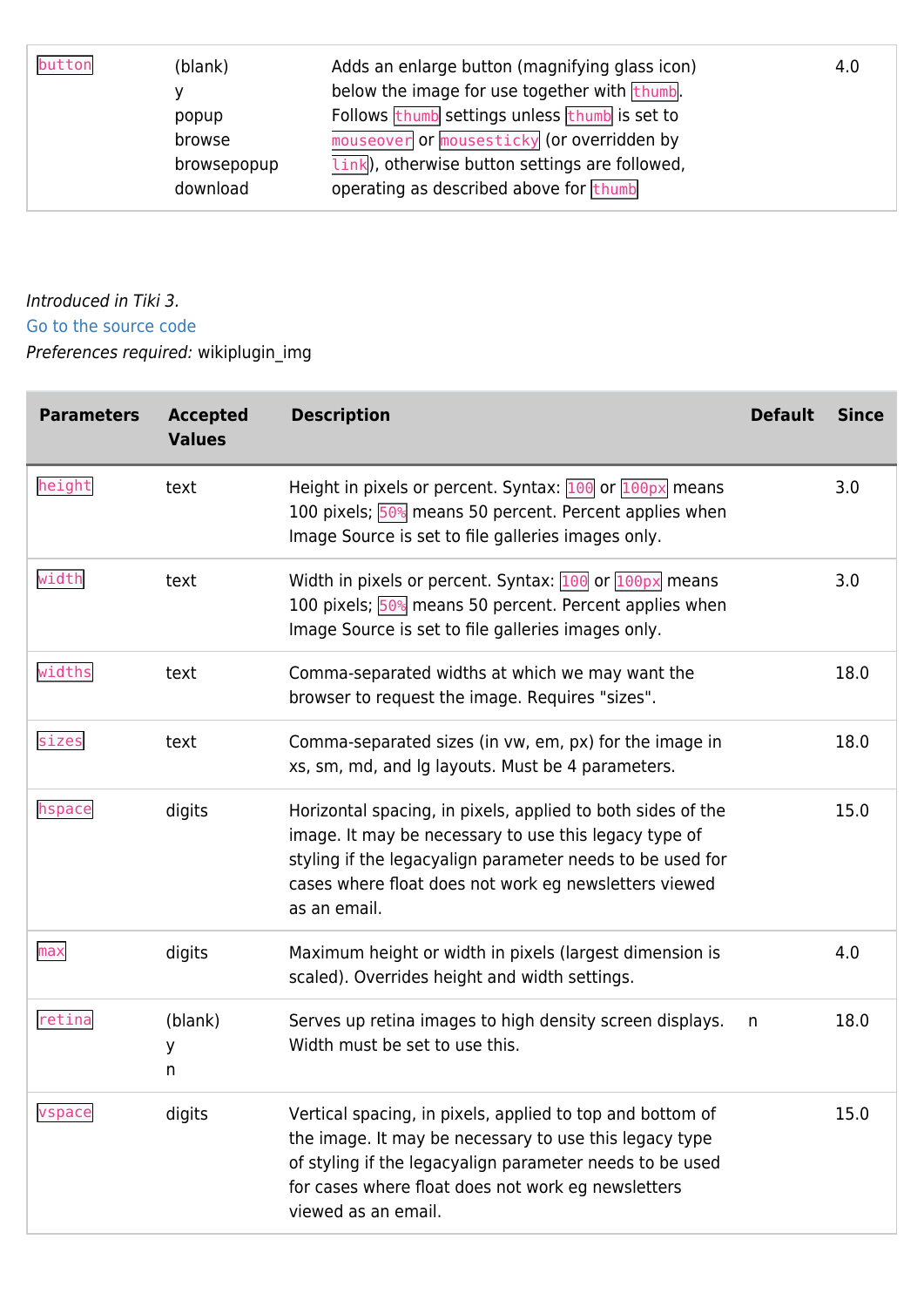| | | | | |
|---|---|---|---|---|
| `button` | (blank)<br>y<br>popup<br>browse<br>browsepopup<br>download | Adds an enlarge button (magnifying glass icon) below the image for use together with `thumb`. Follows `thumb` settings unless `thumb` is set to `mouseover` or `mousesticky` (or overridden by `link`), otherwise button settings are followed, operating as described above for `thumb` | | 4.0 |

*Introduced in Tiki 3.*
Go to the source code
*Preferences required:* wikiplugin_img

| Parameters | Accepted Values | Description | Default | Since |
|---|---|---|---|---|
| `height` | text | Height in pixels or percent. Syntax: `100` or `100px` means 100 pixels; `50%` means 50 percent. Percent applies when Image Source is set to file galleries images only. | | 3.0 |
| `width` | text | Width in pixels or percent. Syntax: `100` or `100px` means 100 pixels; `50%` means 50 percent. Percent applies when Image Source is set to file galleries images only. | | 3.0 |
| `widths` | text | Comma-separated widths at which we may want the browser to request the image. Requires "sizes". | | 18.0 |
| `sizes` | text | Comma-separated sizes (in vw, em, px) for the image in xs, sm, md, and lg layouts. Must be 4 parameters. | | 18.0 |
| `hspace` | digits | Horizontal spacing, in pixels, applied to both sides of the image. It may be necessary to use this legacy type of styling if the legacyalign parameter needs to be used for cases where float does not work eg newsletters viewed as an email. | | 15.0 |
| `max` | digits | Maximum height or width in pixels (largest dimension is scaled). Overrides height and width settings. | | 4.0 |
| `retina` | (blank)<br>y<br>n | Serves up retina images to high density screen displays. Width must be set to use this. | n | 18.0 |
| `vspace` | digits | Vertical spacing, in pixels, applied to top and bottom of the image. It may be necessary to use this legacy type of styling if the legacyalign parameter needs to be used for cases where float does not work eg newsletters viewed as an email. | | 15.0 |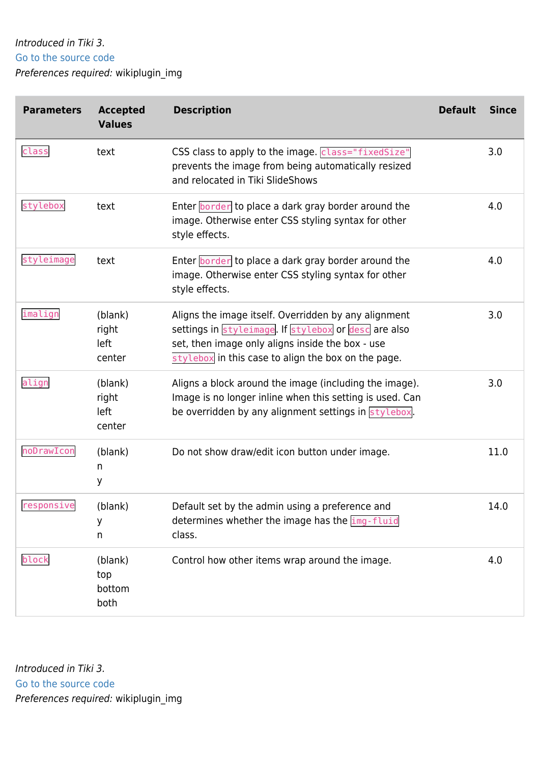*Introduced in Tiki 3.*
Go to the source code
*Preferences required:* wikiplugin_img

| Parameters | Accepted Values | Description | Default | Since |
|---|---|---|---|---|
| `class` | text | CSS class to apply to the image. `class="fixedSize"` prevents the image from being automatically resized and relocated in Tiki SlideShows | | 3.0 |
| `stylebox` | text | Enter `border` to place a dark gray border around the image. Otherwise enter CSS styling syntax for other style effects. | | 4.0 |
| `styleimage` | text | Enter `border` to place a dark gray border around the image. Otherwise enter CSS styling syntax for other style effects. | | 4.0 |
| `imalign` | (blank)<br>right<br>left<br>center | Aligns the image itself. Overridden by any alignment settings in `styleimage`. If `stylebox` or `desc` are also set, then image only aligns inside the box - use `stylebox` in this case to align the box on the page. | | 3.0 |
| `align` | (blank)<br>right<br>left<br>center | Aligns a block around the image (including the image). Image is no longer inline when this setting is used. Can be overridden by any alignment settings in `stylebox`. | | 3.0 |
| `noDrawIcon` | (blank)<br>n<br>y | Do not show draw/edit icon button under image. | | 11.0 |
| `responsive` | (blank)<br>y<br>n | Default set by the admin using a preference and determines whether the image has the `img-fluid` class. | | 14.0 |
| `block` | (blank)<br>top<br>bottom<br>both | Control how other items wrap around the image. | | 4.0 |

*Introduced in Tiki 3.*
Go to the source code
*Preferences required:* wikiplugin_img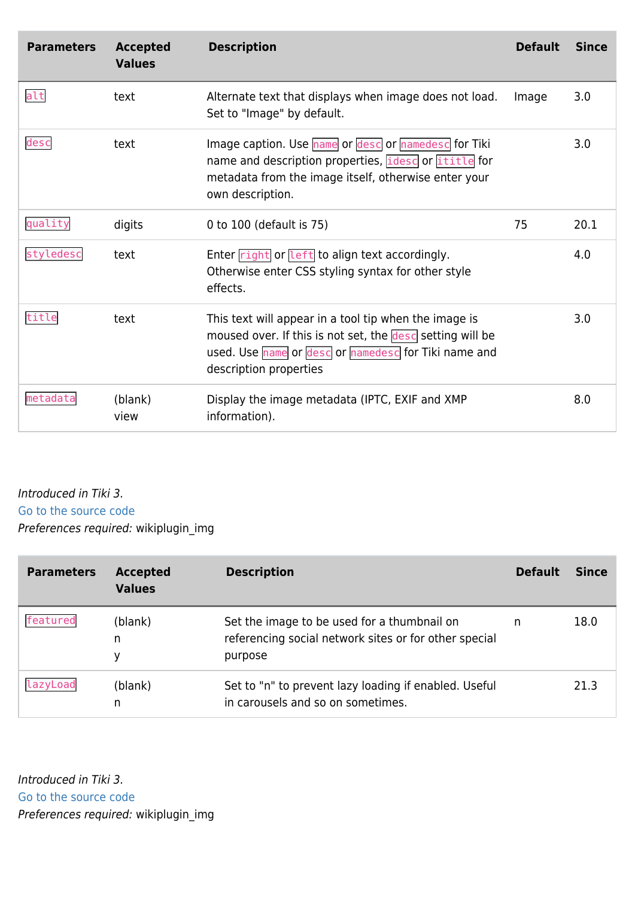| Parameters | Accepted Values | Description | Default | Since |
|---|---|---|---|---|
| `alt` | text | Alternate text that displays when image does not load. Set to "Image" by default. | Image | 3.0 |
| `desc` | text | Image caption. Use `name` or `desc` or `namedesc` for Tiki name and description properties, `idesc` or `ititle` for metadata from the image itself, otherwise enter your own description. | | 3.0 |
| `quality` | digits | 0 to 100 (default is 75) | 75 | 20.1 |
| `styledesc` | text | Enter `right` or `left` to align text accordingly. Otherwise enter CSS styling syntax for other style effects. | | 4.0 |
| `title` | text | This text will appear in a tool tip when the image is moused over. If this is not set, the `desc` setting will be used. Use `name` or `desc` or `namedesc` for Tiki name and description properties | | 3.0 |
| `metadata` | (blank)<br>view | Display the image metadata (IPTC, EXIF and XMP information). | | 8.0 |

*Introduced in Tiki 3.*
Go to the source code
*Preferences required:* wikiplugin_img

| Parameters | Accepted Values | Description | Default | Since |
|---|---|---|---|---|
| `featured` | (blank)<br>n<br>y | Set the image to be used for a thumbnail on referencing social network sites or for other special purpose | n | 18.0 |
| `lazyLoad` | (blank)<br>n | Set to "n" to prevent lazy loading if enabled. Useful in carousels and so on sometimes. | | 21.3 |

*Introduced in Tiki 3.*
Go to the source code
*Preferences required:* wikiplugin_img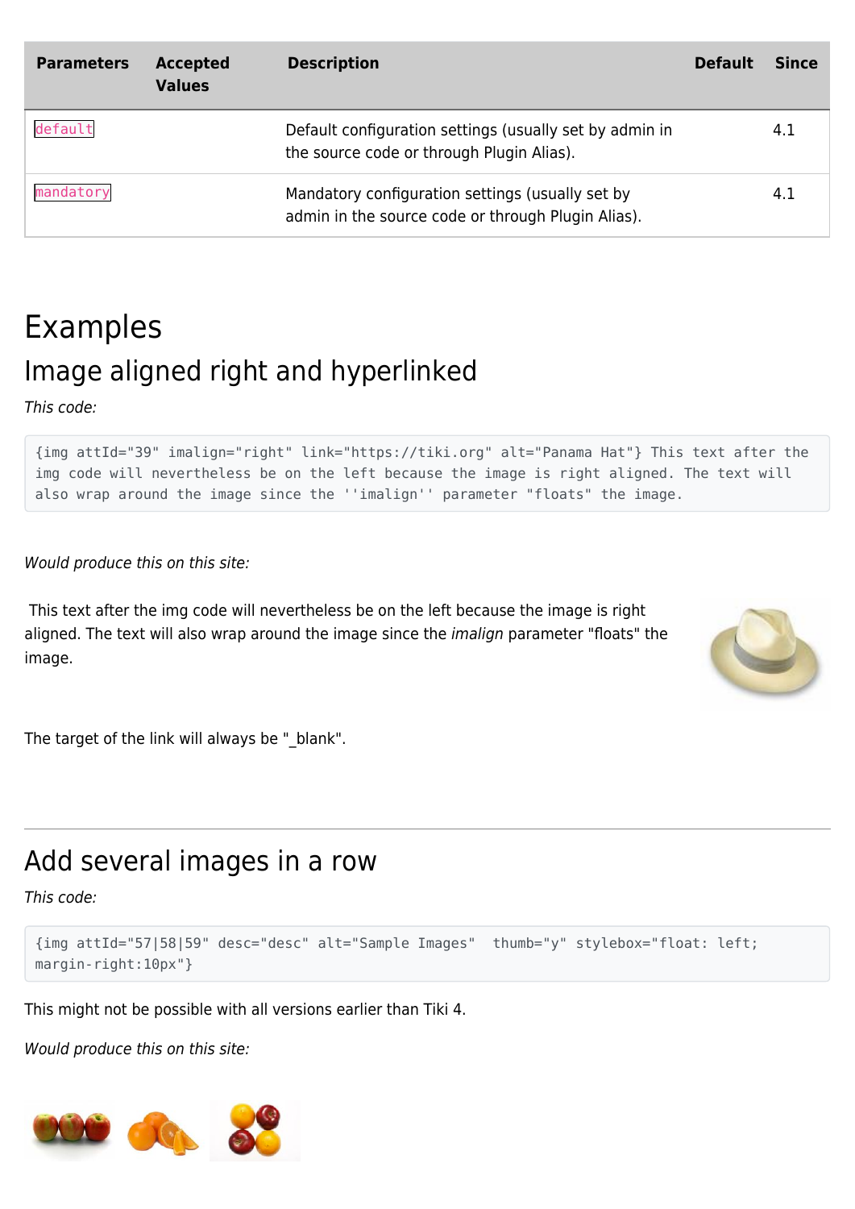| Parameters | Accepted Values | Description | Default | Since |
| --- | --- | --- | --- | --- |
| `default` | | Default configuration settings (usually set by admin in the source code or through Plugin Alias). | | 4.1 |
| `mandatory` | | Mandatory configuration settings (usually set by admin in the source code or through Plugin Alias). | | 4.1 |

# Examples

## Image aligned right and hyperlinked

*This code:*

```
{img attId="39" imalign="right" link="https://tiki.org" alt="Panama Hat"} This text after the img code will nevertheless be on the left because the image is right aligned. The text will also wrap around the image since the ''imalign'' parameter "floats" the image.
```

*Would produce this on this site:*

This text after the img code will nevertheless be on the left because the image is right aligned. The text will also wrap around the image since the *imalign* parameter "floats" the image.

The target of the link will always be "_blank".

---

## Add several images in a row

*This code:*

```
{img attId="57|58|59" desc="desc" alt="Sample Images"  thumb="y" stylebox="float: left; margin-right:10px"}
```

This might not be possible with all versions earlier than Tiki 4.

*Would produce this on this site:*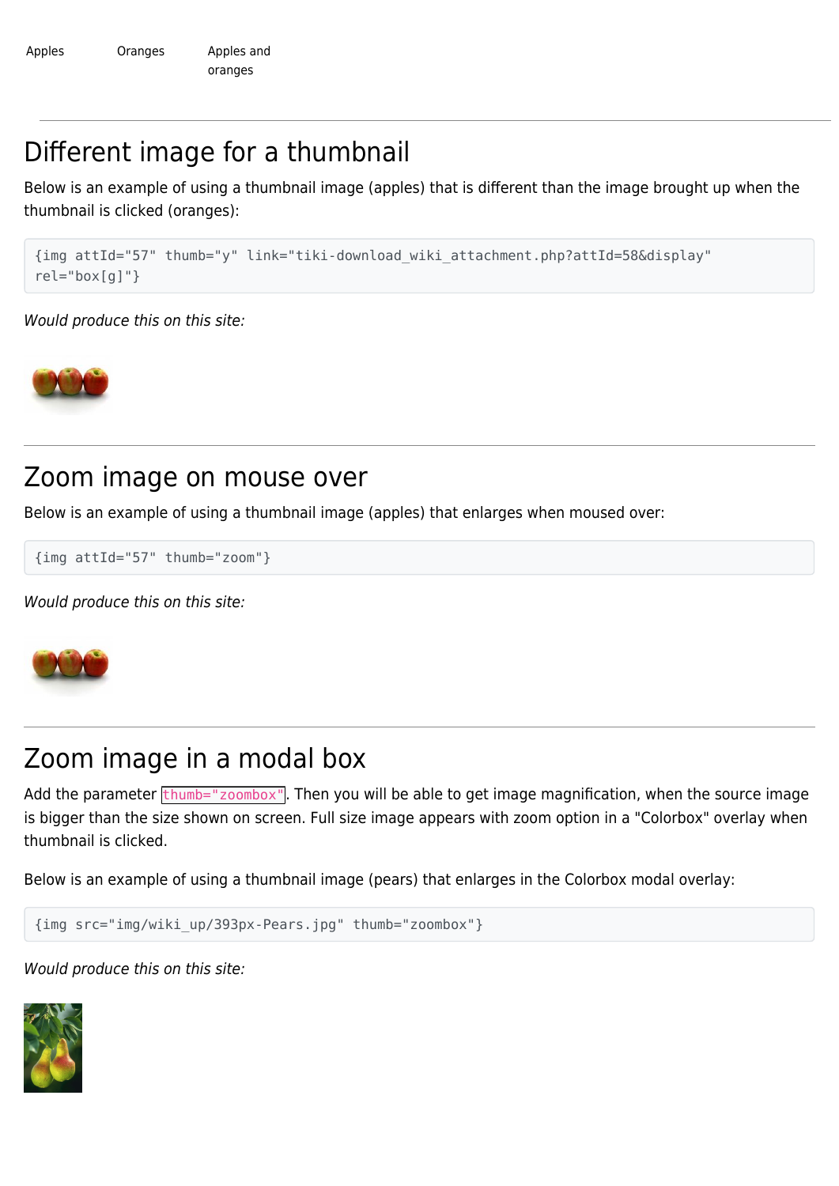Apples Oranges Apples and oranges

## Different image for a thumbnail

Below is an example of using a thumbnail image (apples) that is different than the image brought up when the thumbnail is clicked (oranges):

```
{img attId="57" thumb="y" link="tiki-download_wiki_attachment.php?attId=58&display"
rel="box[g]"}
```

*Would produce this on this site:*

## Zoom image on mouse over

Below is an example of using a thumbnail image (apples) that enlarges when moused over:

```
{img attId="57" thumb="zoom"}
```

*Would produce this on this site:*

## Zoom image in a modal box

Add the parameter `thumb="zoombox"`. Then you will be able to get image magnification, when the source image is bigger than the size shown on screen. Full size image appears with zoom option in a "Colorbox" overlay when thumbnail is clicked.

Below is an example of using a thumbnail image (pears) that enlarges in the Colorbox modal overlay:

```
{img src="img/wiki_up/393px-Pears.jpg" thumb="zoombox"}
```

*Would produce this on this site:*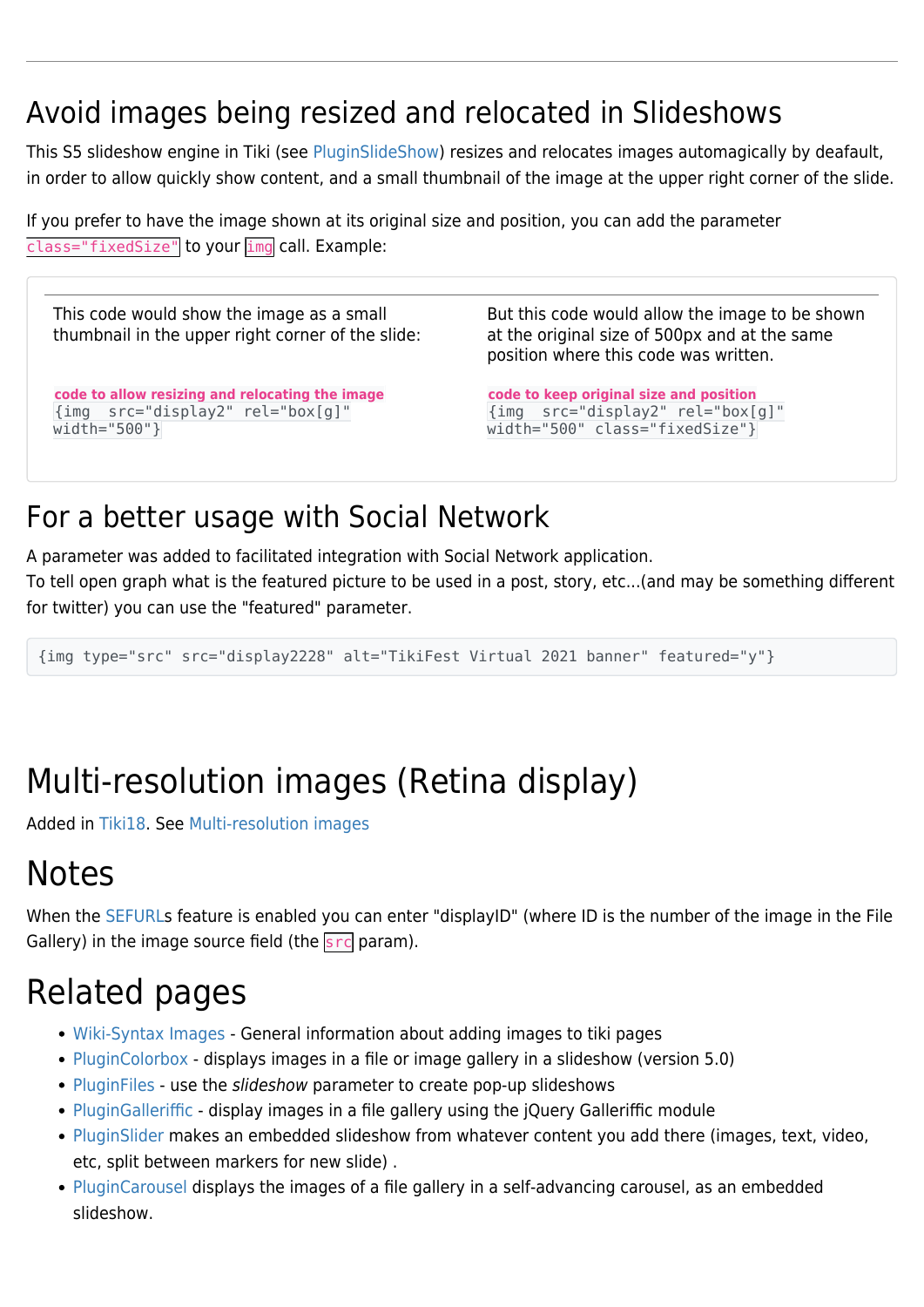## Avoid images being resized and relocated in Slideshows

This S5 slideshow engine in Tiki (see PluginSlideShow) resizes and relocates images automagically by deafault, in order to allow quickly show content, and a small thumbnail of the image at the upper right corner of the slide.

If you prefer to have the image shown at its original size and position, you can add the parameter `class="fixedSize"` to your `img` call. Example:

| | |
|---|---|
| This code would show the image as a small thumbnail in the upper right corner of the slide: | But this code would allow the image to be shown at the original size of 500px and at the same position where this code was written. |
| **code to allow resizing and relocating the image** `{img src="display2" rel="box[g]" width="500"}` | **code to keep original size and position** `{img src="display2" rel="box[g]" width="500" class="fixedSize"}` |

## For a better usage with Social Network

A parameter was added to facilitated integration with Social Network application.
To tell open graph what is the featured picture to be used in a post, story, etc...(and may be something different for twitter) you can use the "featured" parameter.

```
{img type="src" src="display2228" alt="TikiFest Virtual 2021 banner" featured="y"}
```

# Multi-resolution images (Retina display)

Added in Tiki18. See Multi-resolution images

# Notes

When the SEFURLs feature is enabled you can enter "displayID" (where ID is the number of the image in the File Gallery) in the image source field (the `src` param).

# Related pages

- Wiki-Syntax Images - General information about adding images to tiki pages
- PluginColorbox - displays images in a file or image gallery in a slideshow (version 5.0)
- PluginFiles - use the *slideshow* parameter to create pop-up slideshows
- PluginGalleriffic - display images in a file gallery using the jQuery Galleriffic module
- PluginSlider makes an embedded slideshow from whatever content you add there (images, text, video, etc, split between markers for new slide) .
- PluginCarousel displays the images of a file gallery in a self-advancing carousel, as an embedded slideshow.